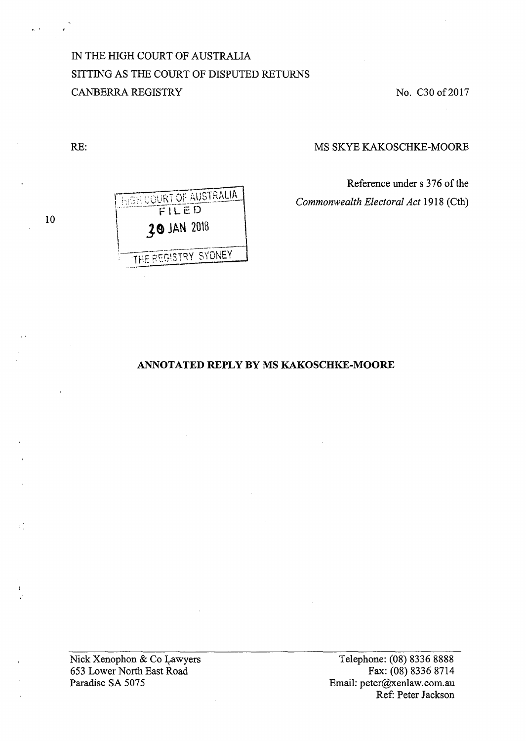IN THE HIGH COURT OF AUSTRALIA
SITTING AS THE COURT OF DISPUTED RETURNS
CANBERRA REGISTRY

No. C30 of 2017

RE: MS SKYE KAKOSCHKE-MOORE

Reference under s 376 of the *Commonwealth Electoral Act* 1918 (Cth)

HIGH COURT OF AUSTRALIA
FILED
30 JAN 2018
THE REGISTRY SYDNEY

## ANNOTATED REPLY BY MS KAKOSCHKE-MOORE

Nick Xenophon & Co Lawyers
653 Lower North East Road
Paradise SA 5075

Telephone: (08) 8336 8888
Fax: (08) 8336 8714
Email: peter@xenlaw.com.au
Ref: Peter Jackson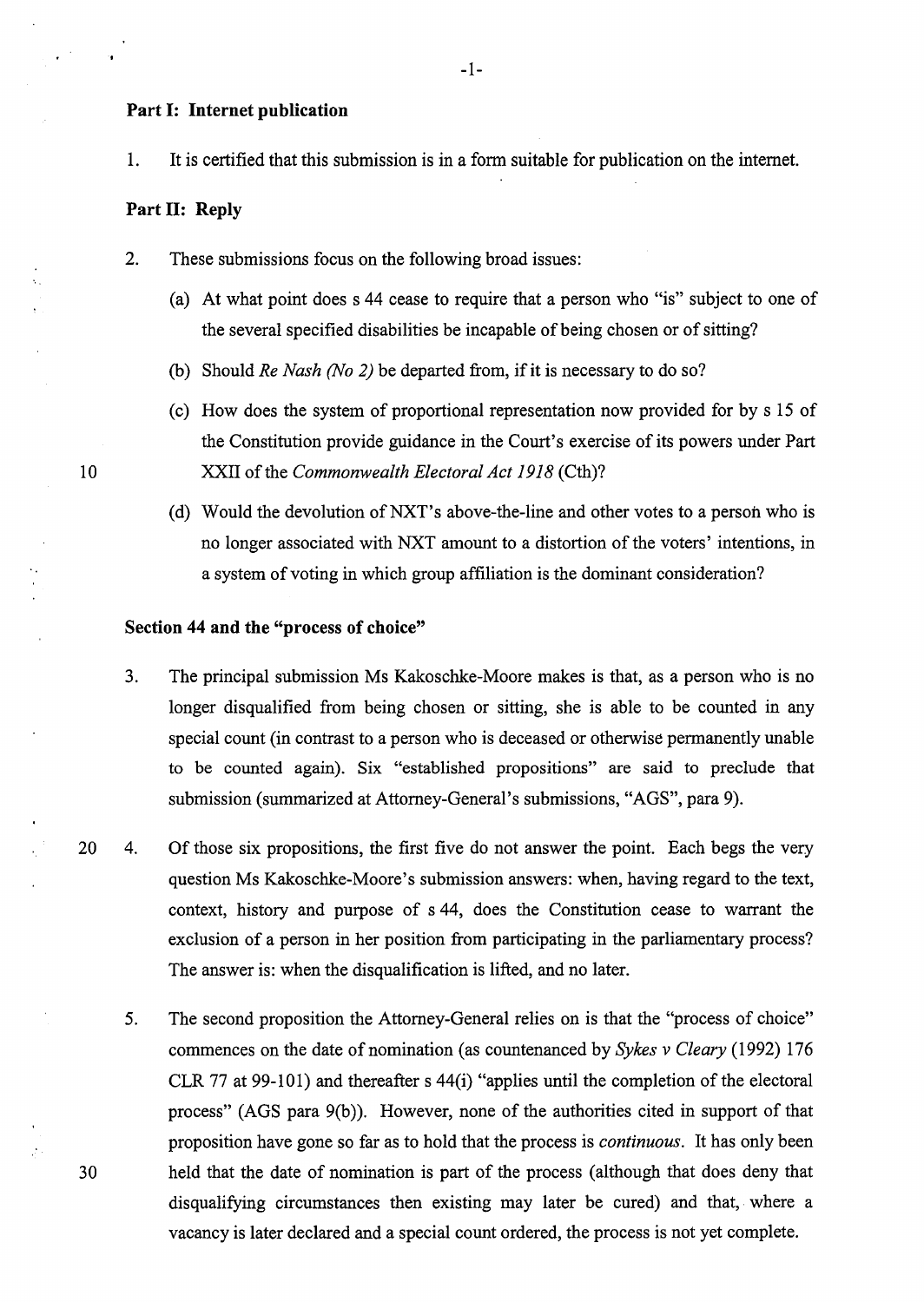## Part I: Internet publication

1. It is certified that this submission is in a form suitable for publication on the internet.

## Part II: Reply

2. These submissions focus on the following broad issues:

   (a) At what point does s 44 cease to require that a person who "is" subject to one of the several specified disabilities be incapable of being chosen or of sitting?

   (b) Should *Re Nash (No 2)* be departed from, if it is necessary to do so?

   (c) How does the system of proportional representation now provided for by s 15 of the Constitution provide guidance in the Court's exercise of its powers under Part XXII of the *Commonwealth Electoral Act 1918* (Cth)?

   (d) Would the devolution of NXT's above-the-line and other votes to a person who is no longer associated with NXT amount to a distortion of the voters' intentions, in a system of voting in which group affiliation is the dominant consideration?

### Section 44 and the "process of choice"

3. The principal submission Ms Kakoschke-Moore makes is that, as a person who is no longer disqualified from being chosen or sitting, she is able to be counted in any special count (in contrast to a person who is deceased or otherwise permanently unable to be counted again). Six "established propositions" are said to preclude that submission (summarized at Attorney-General's submissions, "AGS", para 9).

4. Of those six propositions, the first five do not answer the point. Each begs the very question Ms Kakoschke-Moore's submission answers: when, having regard to the text, context, history and purpose of s 44, does the Constitution cease to warrant the exclusion of a person in her position from participating in the parliamentary process? The answer is: when the disqualification is lifted, and no later.

5. The second proposition the Attorney-General relies on is that the "process of choice" commences on the date of nomination (as countenanced by *Sykes v Cleary* (1992) 176 CLR 77 at 99-101) and thereafter s 44(i) "applies until the completion of the electoral process" (AGS para 9(b)). However, none of the authorities cited in support of that proposition have gone so far as to hold that the process is *continuous*. It has only been held that the date of nomination is part of the process (although that does deny that disqualifying circumstances then existing may later be cured) and that, where a vacancy is later declared and a special count ordered, the process is not yet complete.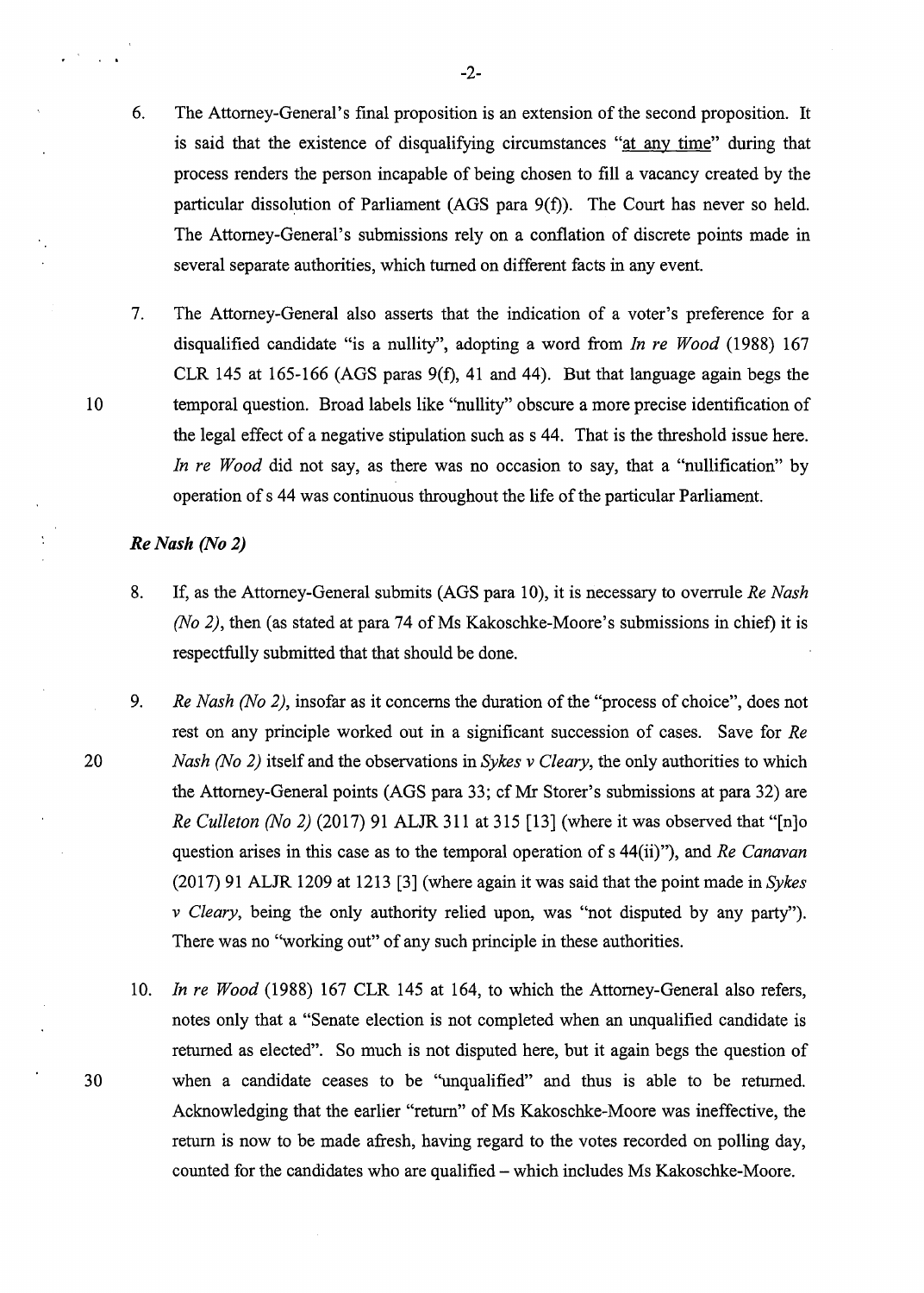6. The Attorney-General's final proposition is an extension of the second proposition. It is said that the existence of disqualifying circumstances "at any time" during that process renders the person incapable of being chosen to fill a vacancy created by the particular dissolution of Parliament (AGS para 9(f)). The Court has never so held. The Attorney-General's submissions rely on a conflation of discrete points made in several separate authorities, which turned on different facts in any event.

7. The Attorney-General also asserts that the indication of a voter's preference for a disqualified candidate "is a nullity", adopting a word from *In re Wood* (1988) 167 CLR 145 at 165-166 (AGS paras 9(f), 41 and 44). But that language again begs the temporal question. Broad labels like "nullity" obscure a more precise identification of the legal effect of a negative stipulation such as s 44. That is the threshold issue here. *In re Wood* did not say, as there was no occasion to say, that a "nullification" by operation of s 44 was continuous throughout the life of the particular Parliament.

### *Re Nash (No 2)*

8. If, as the Attorney-General submits (AGS para 10), it is necessary to overrule *Re Nash (No 2)*, then (as stated at para 74 of Ms Kakoschke-Moore's submissions in chief) it is respectfully submitted that that should be done.

9. *Re Nash (No 2)*, insofar as it concerns the duration of the "process of choice", does not rest on any principle worked out in a significant succession of cases. Save for *Re Nash (No 2)* itself and the observations in *Sykes v Cleary*, the only authorities to which the Attorney-General points (AGS para 33; cf Mr Storer's submissions at para 32) are *Re Culleton (No 2)* (2017) 91 ALJR 311 at 315 [13] (where it was observed that "[n]o question arises in this case as to the temporal operation of s 44(ii)"), and *Re Canavan* (2017) 91 ALJR 1209 at 1213 [3] (where again it was said that the point made in *Sykes v Cleary*, being the only authority relied upon, was "not disputed by any party"). There was no "working out" of any such principle in these authorities.

10. *In re Wood* (1988) 167 CLR 145 at 164, to which the Attorney-General also refers, notes only that a "Senate election is not completed when an unqualified candidate is returned as elected". So much is not disputed here, but it again begs the question of when a candidate ceases to be "unqualified" and thus is able to be returned. Acknowledging that the earlier "return" of Ms Kakoschke-Moore was ineffective, the return is now to be made afresh, having regard to the votes recorded on polling day, counted for the candidates who are qualified – which includes Ms Kakoschke-Moore.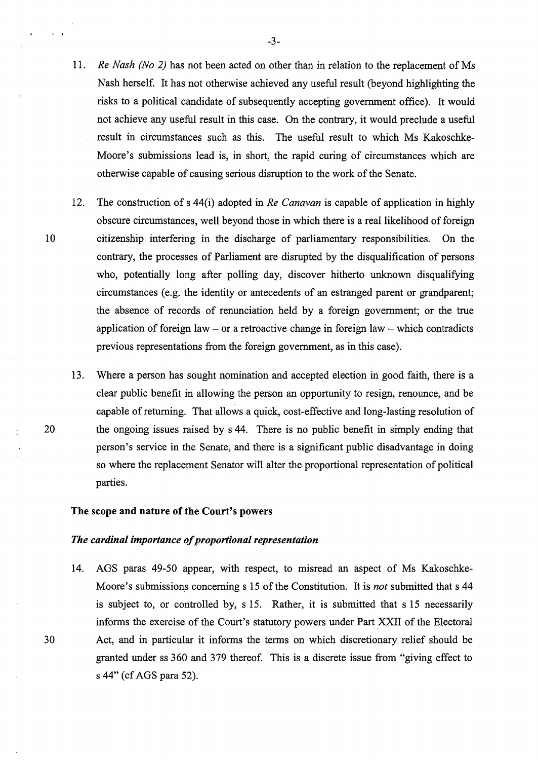11. *Re Nash (No 2)* has not been acted on other than in relation to the replacement of Ms Nash herself. It has not otherwise achieved any useful result (beyond highlighting the risks to a political candidate of subsequently accepting government office). It would not achieve any useful result in this case. On the contrary, it would preclude a useful result in circumstances such as this. The useful result to which Ms Kakoschke-Moore's submissions lead is, in short, the rapid curing of circumstances which are otherwise capable of causing serious disruption to the work of the Senate.

12. The construction of s 44(i) adopted in *Re Canavan* is capable of application in highly obscure circumstances, well beyond those in which there is a real likelihood of foreign citizenship interfering in the discharge of parliamentary responsibilities. On the contrary, the processes of Parliament are disrupted by the disqualification of persons who, potentially long after polling day, discover hitherto unknown disqualifying circumstances (e.g. the identity or antecedents of an estranged parent or grandparent; the absence of records of renunciation held by a foreign government; or the true application of foreign law – or a retroactive change in foreign law – which contradicts previous representations from the foreign government, as in this case).

13. Where a person has sought nomination and accepted election in good faith, there is a clear public benefit in allowing the person an opportunity to resign, renounce, and be capable of returning. That allows a quick, cost-effective and long-lasting resolution of the ongoing issues raised by s 44. There is no public benefit in simply ending that person's service in the Senate, and there is a significant public disadvantage in doing so where the replacement Senator will alter the proportional representation of political parties.

### The scope and nature of the Court's powers

#### *The cardinal importance of proportional representation*

14. AGS paras 49-50 appear, with respect, to misread an aspect of Ms Kakoschke-Moore's submissions concerning s 15 of the Constitution. It is *not* submitted that s 44 is subject to, or controlled by, s 15. Rather, it is submitted that s 15 necessarily informs the exercise of the Court's statutory powers under Part XXII of the Electoral Act, and in particular it informs the terms on which discretionary relief should be granted under ss 360 and 379 thereof. This is a discrete issue from "giving effect to s 44" (cf AGS para 52).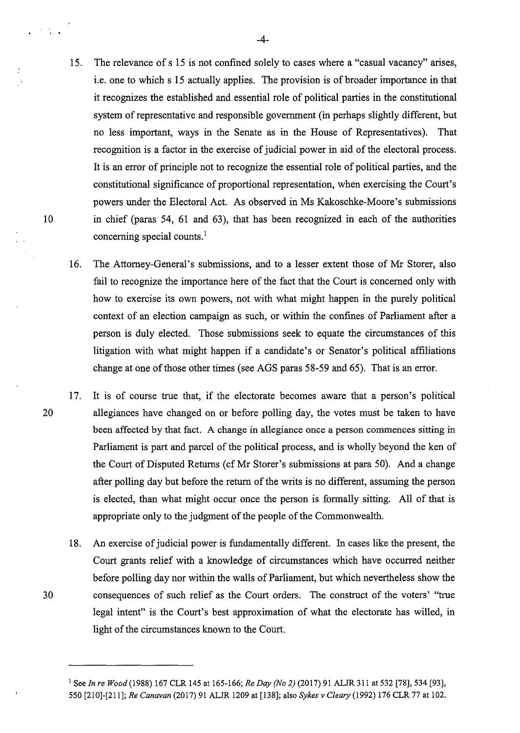15. The relevance of s 15 is not confined solely to cases where a "casual vacancy" arises, i.e. one to which s 15 actually applies. The provision is of broader importance in that it recognizes the established and essential role of political parties in the constitutional system of representative and responsible government (in perhaps slightly different, but no less important, ways in the Senate as in the House of Representatives). That recognition is a factor in the exercise of judicial power in aid of the electoral process. It is an error of principle not to recognize the essential role of political parties, and the constitutional significance of proportional representation, when exercising the Court's powers under the Electoral Act. As observed in Ms Kakoschke-Moore's submissions in chief (paras 54, 61 and 63), that has been recognized in each of the authorities concerning special counts.[1]

16. The Attorney-General's submissions, and to a lesser extent those of Mr Storer, also fail to recognize the importance here of the fact that the Court is concerned only with how to exercise its own powers, not with what might happen in the purely political context of an election campaign as such, or within the confines of Parliament after a person is duly elected. Those submissions seek to equate the circumstances of this litigation with what might happen if a candidate's or Senator's political affiliations change at one of those other times (see AGS paras 58-59 and 65). That is an error.

17. It is of course true that, if the electorate becomes aware that a person's political allegiances have changed on or before polling day, the votes must be taken to have been affected by that fact. A change in allegiance once a person commences sitting in Parliament is part and parcel of the political process, and is wholly beyond the ken of the Court of Disputed Returns (cf Mr Storer's submissions at para 50). And a change after polling day but before the return of the writs is no different, assuming the person is elected, than what might occur once the person is formally sitting. All of that is appropriate only to the judgment of the people of the Commonwealth.

18. An exercise of judicial power is fundamentally different. In cases like the present, the Court grants relief with a knowledge of circumstances which have occurred neither before polling day nor within the walls of Parliament, but which nevertheless show the consequences of such relief as the Court orders. The construct of the voters' "true legal intent" is the Court's best approximation of what the electorate has willed, in light of the circumstances known to the Court.

---

[1] See *In re Wood* (1988) 167 CLR 145 at 165-166; *Re Day (No 2)* (2017) 91 ALJR 311 at 532 [78], 534 [93], 550 [210]-[211]; *Re Canavan* (2017) 91 ALJR 1209 at [138]; also *Sykes v Cleary* (1992) 176 CLR 77 at 102.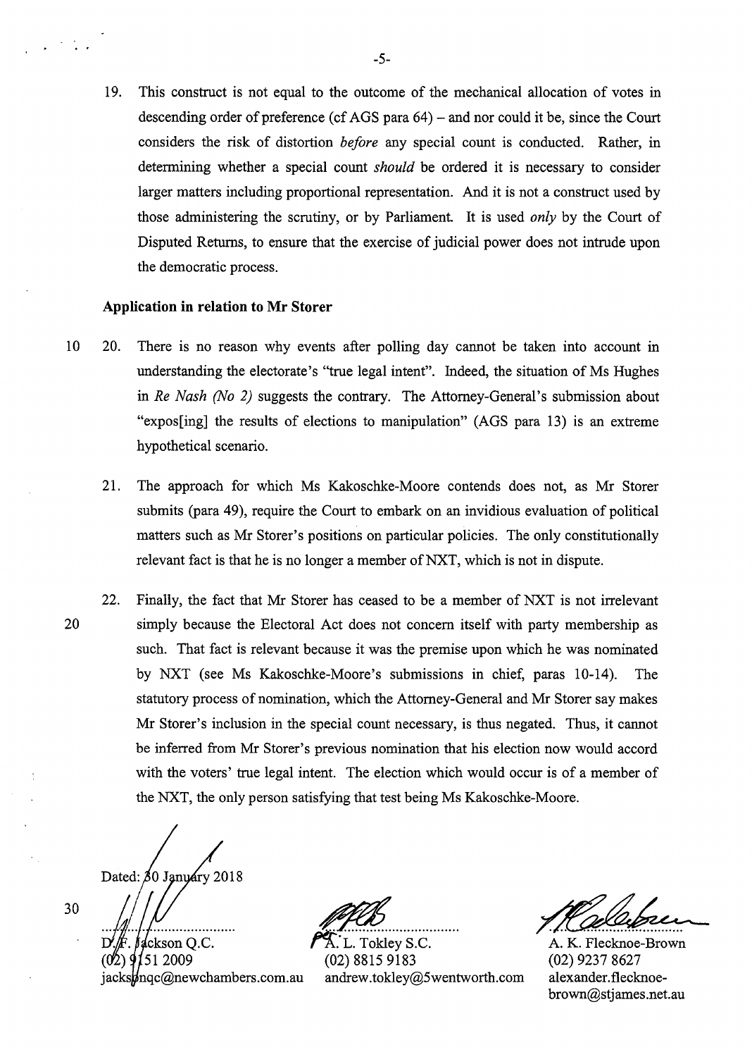19. This construct is not equal to the outcome of the mechanical allocation of votes in descending order of preference (cf AGS para 64) – and nor could it be, since the Court considers the risk of distortion *before* any special count is conducted. Rather, in determining whether a special count *should* be ordered it is necessary to consider larger matters including proportional representation. And it is not a construct used by those administering the scrutiny, or by Parliament. It is used *only* by the Court of Disputed Returns, to ensure that the exercise of judicial power does not intrude upon the democratic process.

**Application in relation to Mr Storer**

20. There is no reason why events after polling day cannot be taken into account in understanding the electorate's "true legal intent". Indeed, the situation of Ms Hughes in *Re Nash (No 2)* suggests the contrary. The Attorney-General's submission about "expos[ing] the results of elections to manipulation" (AGS para 13) is an extreme hypothetical scenario.

21. The approach for which Ms Kakoschke-Moore contends does not, as Mr Storer submits (para 49), require the Court to embark on an invidious evaluation of political matters such as Mr Storer's positions on particular policies. The only constitutionally relevant fact is that he is no longer a member of NXT, which is not in dispute.

22. Finally, the fact that Mr Storer has ceased to be a member of NXT is not irrelevant simply because the Electoral Act does not concern itself with party membership as such. That fact is relevant because it was the premise upon which he was nominated by NXT (see Ms Kakoschke-Moore's submissions in chief, paras 10-14). The statutory process of nomination, which the Attorney-General and Mr Storer say makes Mr Storer's inclusion in the special count necessary, is thus negated. Thus, it cannot be inferred from Mr Storer's previous nomination that his election now would accord with the voters' true legal intent. The election which would occur is of a member of the NXT, the only person satisfying that test being Ms Kakoschke-Moore.

Dated: 30 January 2018

D. F. Jackson Q.C.
(02) 9151 2009
jacksonqc@newchambers.com.au

A. L. Tokley S.C.
(02) 8815 9183
andrew.tokley@5wentworth.com

A. K. Flecknoe-Brown
(02) 9237 8627
alexander.flecknoe-brown@stjames.net.au